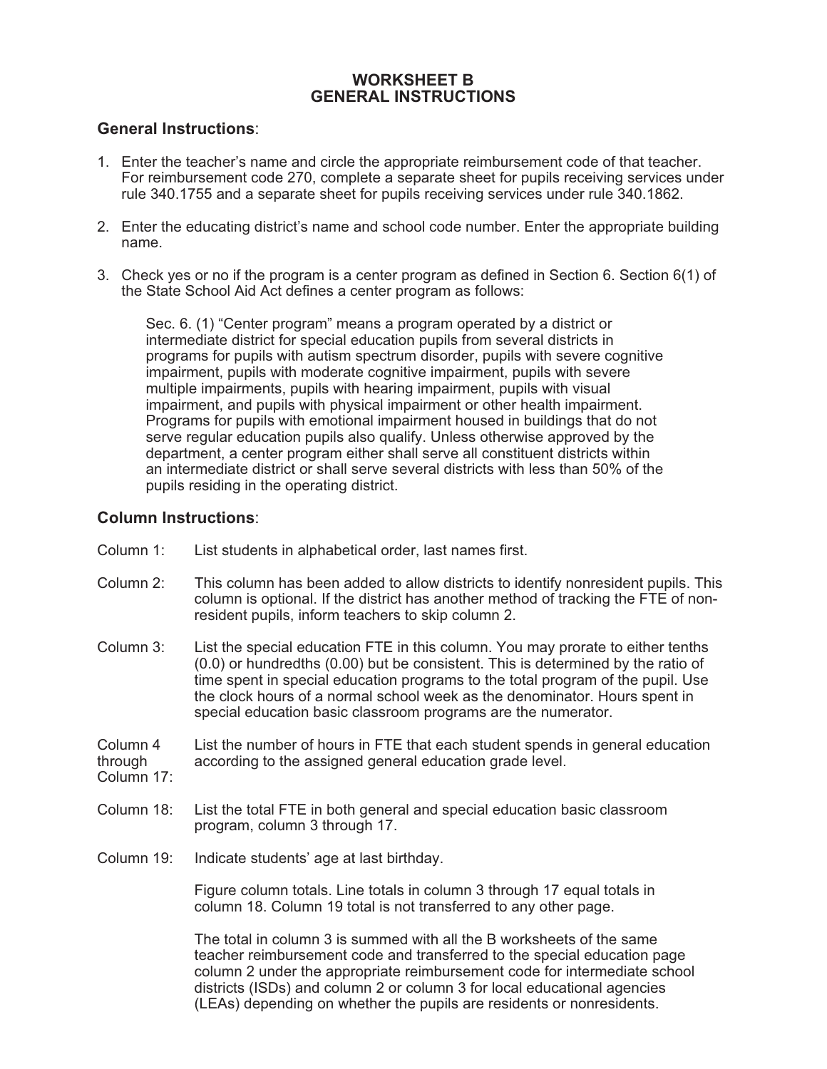# WORKSHEET B
## GENERAL INSTRUCTIONS

### General Instructions:

1. Enter the teacher's name and circle the appropriate reimbursement code of that teacher. For reimbursement code 270, complete a separate sheet for pupils receiving services under rule 340.1755 and a separate sheet for pupils receiving services under rule 340.1862.

2. Enter the educating district's name and school code number. Enter the appropriate building name.

3. Check yes or no if the program is a center program as defined in Section 6. Section 6(1) of the State School Aid Act defines a center program as follows:

   > Sec. 6. (1) "Center program" means a program operated by a district or intermediate district for special education pupils from several districts in programs for pupils with autism spectrum disorder, pupils with severe cognitive impairment, pupils with moderate cognitive impairment, pupils with severe multiple impairments, pupils with hearing impairment, pupils with visual impairment, and pupils with physical impairment or other health impairment. Programs for pupils with emotional impairment housed in buildings that do not serve regular education pupils also qualify. Unless otherwise approved by the department, a center program either shall serve all constituent districts within an intermediate district or shall serve several districts with less than 50% of the pupils residing in the operating district.

### Column Instructions:

Column 1: List students in alphabetical order, last names first.

Column 2: This column has been added to allow districts to identify nonresident pupils. This column is optional. If the district has another method of tracking the FTE of non-resident pupils, inform teachers to skip column 2.

Column 3: List the special education FTE in this column. You may prorate to either tenths (0.0) or hundredths (0.00) but be consistent. This is determined by the ratio of time spent in special education programs to the total program of the pupil. Use the clock hours of a normal school week as the denominator. Hours spent in special education basic classroom programs are the numerator.

Column 4 through Column 17: List the number of hours in FTE that each student spends in general education according to the assigned general education grade level.

Column 18: List the total FTE in both general and special education basic classroom program, column 3 through 17.

Column 19: Indicate students' age at last birthday.

Figure column totals. Line totals in column 3 through 17 equal totals in column 18. Column 19 total is not transferred to any other page.

The total in column 3 is summed with all the B worksheets of the same teacher reimbursement code and transferred to the special education page column 2 under the appropriate reimbursement code for intermediate school districts (ISDs) and column 2 or column 3 for local educational agencies (LEAs) depending on whether the pupils are residents or nonresidents.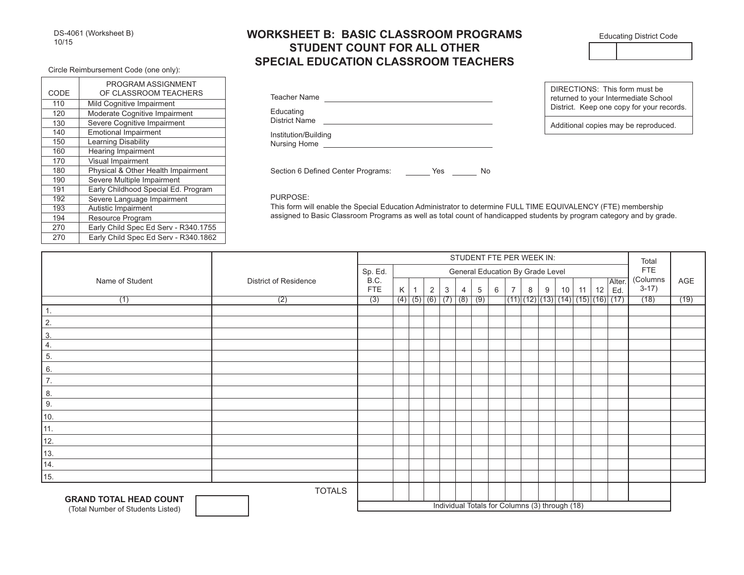DS-4061 (Worksheet B)
10/15

# WORKSHEET B: BASIC CLASSROOM PROGRAMS
## STUDENT COUNT FOR ALL OTHER SPECIAL EDUCATION CLASSROOM TEACHERS

Educating District Code

| | |
|---|---|
| | |

Circle Reimbursement Code (one only):

| CODE | PROGRAM ASSIGNMENT OF CLASSROOM TEACHERS |
|---|---|
| 110 | Mild Cognitive Impairment |
| 120 | Moderate Cognitive Impairment |
| 130 | Severe Cognitive Impairment |
| 140 | Emotional Impairment |
| 150 | Learning Disability |
| 160 | Hearing Impairment |
| 170 | Visual Impairment |
| 180 | Physical & Other Health Impairment |
| 190 | Severe Multiple Impairment |
| 191 | Early Childhood Special Ed. Program |
| 192 | Severe Language Impairment |
| 193 | Autistic Impairment |
| 194 | Resource Program |
| 270 | Early Child Spec Ed Serv - R340.1755 |
| 270 | Early Child Spec Ed Serv - R340.1862 |

Teacher Name \_\_\_\_\_\_\_\_\_\_\_\_\_\_\_\_\_\_\_\_\_\_\_\_\_\_\_\_\_\_\_\_\_\_\_\_\_\_\_\_

Educating District Name \_\_\_\_\_\_\_\_\_\_\_\_\_\_\_\_\_\_\_\_\_\_\_\_\_\_\_\_\_\_\_\_\_\_\_\_\_\_\_\_

Institution/Building Nursing Home \_\_\_\_\_\_\_\_\_\_\_\_\_\_\_\_\_\_\_\_\_\_\_\_\_\_\_\_\_\_\_\_\_\_\_\_\_\_\_\_

Section 6 Defined Center Programs: \_\_\_\_\_ Yes \_\_\_\_\_ No

DIRECTIONS: This form must be returned to your Intermediate School District. Keep one copy for your records.

Additional copies may be reproduced.

PURPOSE:
This form will enable the Special Education Administrator to determine FULL TIME EQUIVALENCY (FTE) membership assigned to Basic Classroom Programs as well as total count of handicapped students by program category and by grade.

| Name of Student | District of Residence | STUDENT FTE PER WEEK IN: | | | | | | | | | | | | | | | Total FTE (Columns 3-17) | AGE |
|---|---|---|---|---|---|---|---|---|---|---|---|---|---|---|---|---|---|---|
| | | Sp. Ed. B.C. FTE | General Education By Grade Level | | | | | | | | | | | | | | | |
| | | | K | 1 | 2 | 3 | 4 | 5 | 6 | 7 | 8 | 9 | 10 | 11 | 12 | Alter. Ed. | | |
| (1) | (2) | (3) | (4) | (5) | (6) | (7) | (8) | (9) | | (11) | (12) | (13) | (14) | (15) | (16) | (17) | (18) | (19) |
| 1. | | | | | | | | | | | | | | | | | | |
| 2. | | | | | | | | | | | | | | | | | | |
| 3. | | | | | | | | | | | | | | | | | | |
| 4. | | | | | | | | | | | | | | | | | | |
| 5. | | | | | | | | | | | | | | | | | | |
| 6. | | | | | | | | | | | | | | | | | | |
| 7. | | | | | | | | | | | | | | | | | | |
| 8. | | | | | | | | | | | | | | | | | | |
| 9. | | | | | | | | | | | | | | | | | | |
| 10. | | | | | | | | | | | | | | | | | | |
| 11. | | | | | | | | | | | | | | | | | | |
| 12. | | | | | | | | | | | | | | | | | | |
| 13. | | | | | | | | | | | | | | | | | | |
| 14. | | | | | | | | | | | | | | | | | | |
| 15. | | | | | | | | | | | | | | | | | | |
| | TOTALS | | | | | | | | | | | | | | | | | |
| | | Individual Totals for Columns (3) through (18) | | | | | | | | | | | | | | | | |

**GRAND TOTAL HEAD COUNT**
(Total Number of Students Listed)